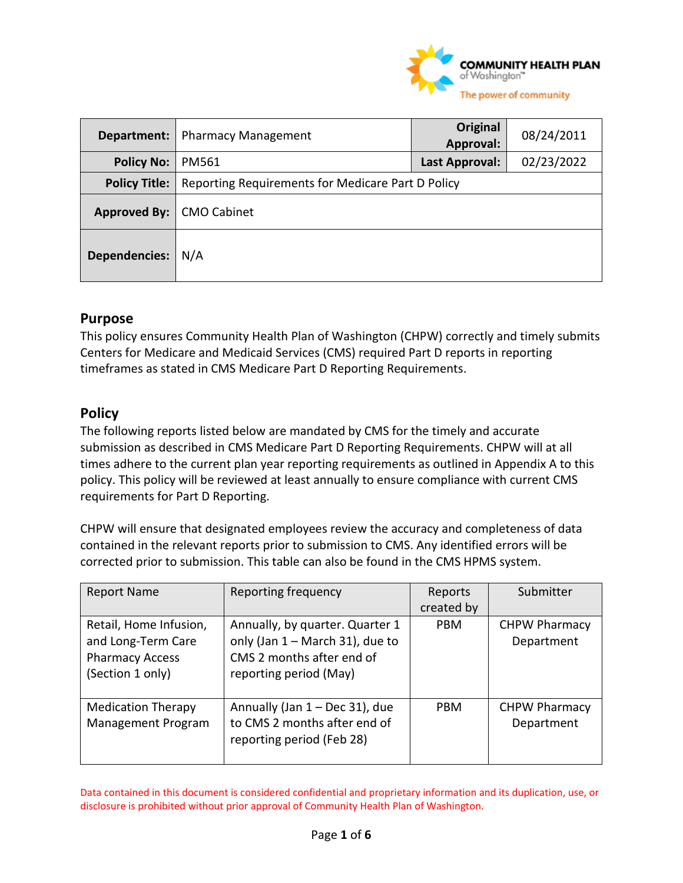COMMUNITY HEALTH PLAN of Washington™
The power of community

| Department: | Pharmacy Management | Original Approval: | 08/24/2011 |
|---|---|---|---|
| Policy No: | PM561 | Last Approval: | 02/23/2022 |
| Policy Title: | Reporting Requirements for Medicare Part D Policy | | |
| Approved By: | CMO Cabinet | | |
| Dependencies: | N/A | | |

## Purpose

This policy ensures Community Health Plan of Washington (CHPW) correctly and timely submits Centers for Medicare and Medicaid Services (CMS) required Part D reports in reporting timeframes as stated in CMS Medicare Part D Reporting Requirements.

## Policy

The following reports listed below are mandated by CMS for the timely and accurate submission as described in CMS Medicare Part D Reporting Requirements. CHPW will at all times adhere to the current plan year reporting requirements as outlined in Appendix A to this policy. This policy will be reviewed at least annually to ensure compliance with current CMS requirements for Part D Reporting.

CHPW will ensure that designated employees review the accuracy and completeness of data contained in the relevant reports prior to submission to CMS. Any identified errors will be corrected prior to submission. This table can also be found in the CMS HPMS system.

| Report Name | Reporting frequency | Reports created by | Submitter |
|---|---|---|---|
| Retail, Home Infusion, and Long-Term Care Pharmacy Access (Section 1 only) | Annually, by quarter. Quarter 1 only (Jan 1 – March 31), due to CMS 2 months after end of reporting period (May) | PBM | CHPW Pharmacy Department |
| Medication Therapy Management Program | Annually (Jan 1 – Dec 31), due to CMS 2 months after end of reporting period (Feb 28) | PBM | CHPW Pharmacy Department |

Data contained in this document is considered confidential and proprietary information and its duplication, use, or disclosure is prohibited without prior approval of Community Health Plan of Washington.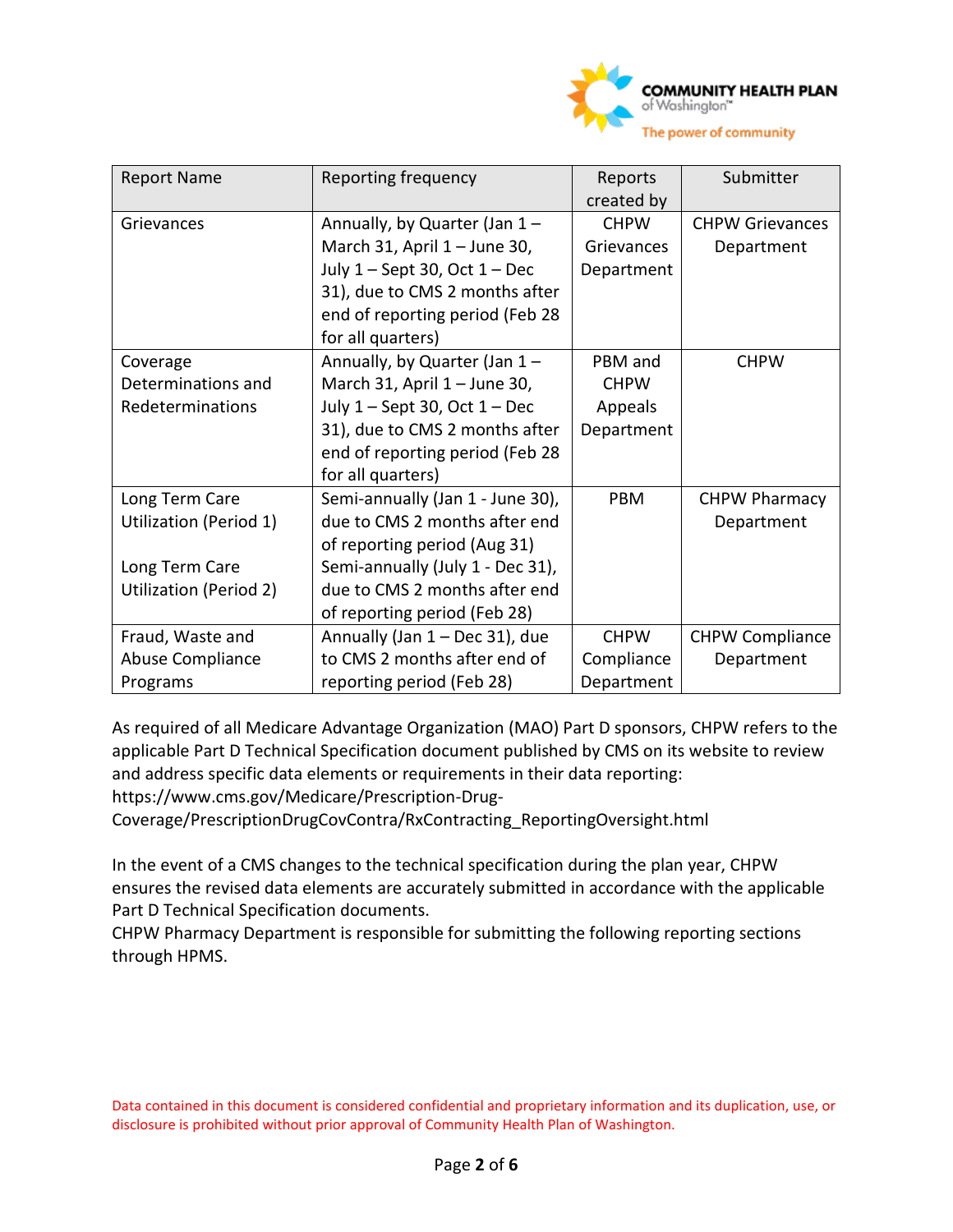| Report Name | Reporting frequency | Reports created by | Submitter |
|---|---|---|---|
| Grievances | Annually, by Quarter (Jan 1 – March 31, April 1 – June 30, July 1 – Sept 30, Oct 1 – Dec 31), due to CMS 2 months after end of reporting period (Feb 28 for all quarters) | CHPW Grievances Department | CHPW Grievances Department |
| Coverage Determinations and Redeterminations | Annually, by Quarter (Jan 1 – March 31, April 1 – June 30, July 1 – Sept 30, Oct 1 – Dec 31), due to CMS 2 months after end of reporting period (Feb 28 for all quarters) | PBM and CHPW Appeals Department | CHPW |
| Long Term Care Utilization (Period 1)<br><br>Long Term Care Utilization (Period 2) | Semi-annually (Jan 1 - June 30), due to CMS 2 months after end of reporting period (Aug 31)<br>Semi-annually (July 1 - Dec 31), due to CMS 2 months after end of reporting period (Feb 28) | PBM | CHPW Pharmacy Department |
| Fraud, Waste and Abuse Compliance Programs | Annually (Jan 1 – Dec 31), due to CMS 2 months after end of reporting period (Feb 28) | CHPW Compliance Department | CHPW Compliance Department |

As required of all Medicare Advantage Organization (MAO) Part D sponsors, CHPW refers to the applicable Part D Technical Specification document published by CMS on its website to review and address specific data elements or requirements in their data reporting: https://www.cms.gov/Medicare/Prescription-Drug-Coverage/PrescriptionDrugCovContra/RxContracting_ReportingOversight.html

In the event of a CMS changes to the technical specification during the plan year, CHPW ensures the revised data elements are accurately submitted in accordance with the applicable Part D Technical Specification documents.
CHPW Pharmacy Department is responsible for submitting the following reporting sections through HPMS.

Data contained in this document is considered confidential and proprietary information and its duplication, use, or disclosure is prohibited without prior approval of Community Health Plan of Washington.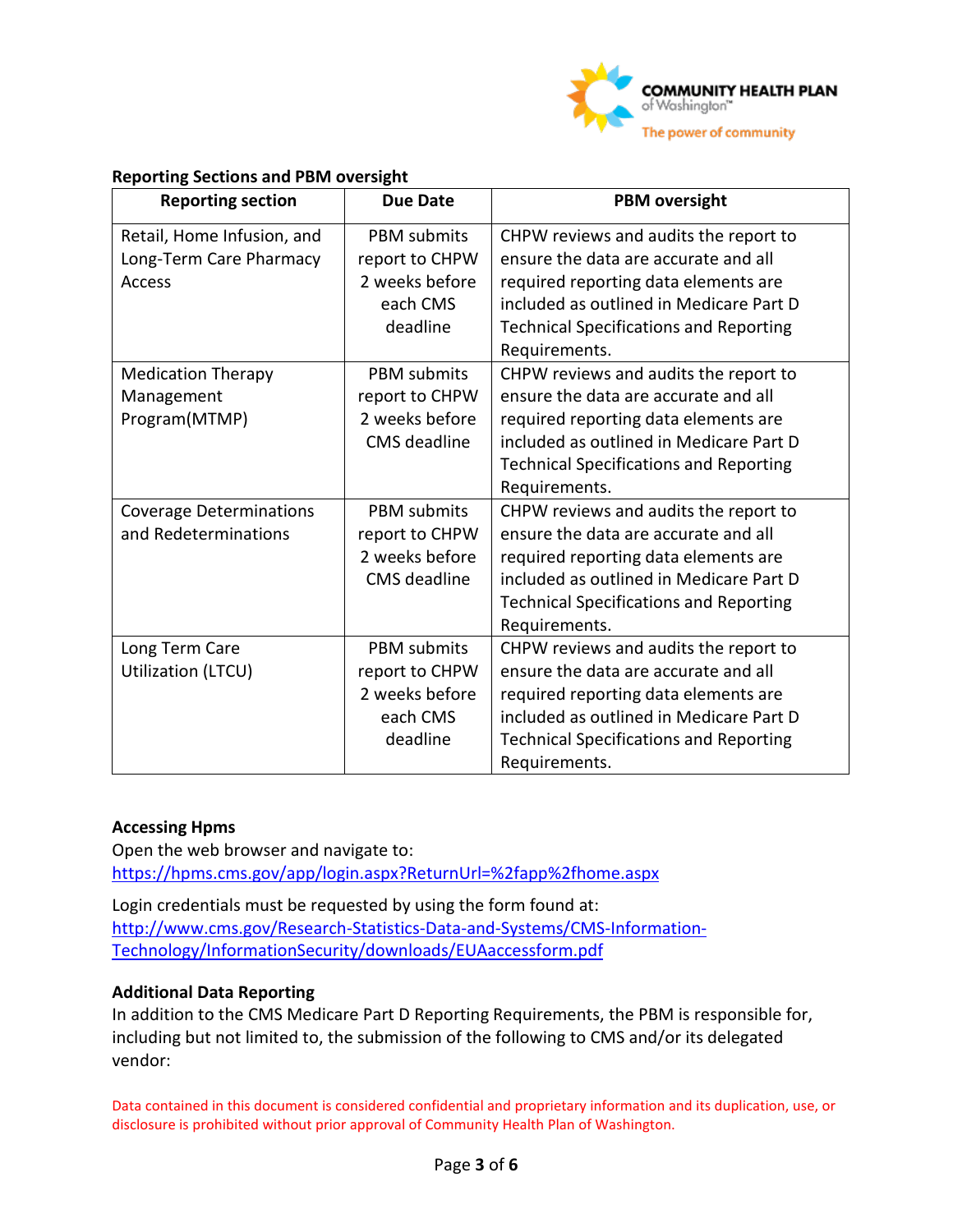**Reporting Sections and PBM oversight**

| Reporting section | Due Date | PBM oversight |
| --- | --- | --- |
| Retail, Home Infusion, and Long-Term Care Pharmacy Access | PBM submits report to CHPW 2 weeks before each CMS deadline | CHPW reviews and audits the report to ensure the data are accurate and all required reporting data elements are included as outlined in Medicare Part D Technical Specifications and Reporting Requirements. |
| Medication Therapy Management Program(MTMP) | PBM submits report to CHPW 2 weeks before CMS deadline | CHPW reviews and audits the report to ensure the data are accurate and all required reporting data elements are included as outlined in Medicare Part D Technical Specifications and Reporting Requirements. |
| Coverage Determinations and Redeterminations | PBM submits report to CHPW 2 weeks before CMS deadline | CHPW reviews and audits the report to ensure the data are accurate and all required reporting data elements are included as outlined in Medicare Part D Technical Specifications and Reporting Requirements. |
| Long Term Care Utilization (LTCU) | PBM submits report to CHPW 2 weeks before each CMS deadline | CHPW reviews and audits the report to ensure the data are accurate and all required reporting data elements are included as outlined in Medicare Part D Technical Specifications and Reporting Requirements. |

**Accessing Hpms**

Open the web browser and navigate to:
https://hpms.cms.gov/app/login.aspx?ReturnUrl=%2fapp%2fhome.aspx

Login credentials must be requested by using the form found at:
http://www.cms.gov/Research-Statistics-Data-and-Systems/CMS-Information-Technology/InformationSecurity/downloads/EUAaccessform.pdf

**Additional Data Reporting**

In addition to the CMS Medicare Part D Reporting Requirements, the PBM is responsible for, including but not limited to, the submission of the following to CMS and/or its delegated vendor:

Data contained in this document is considered confidential and proprietary information and its duplication, use, or disclosure is prohibited without prior approval of Community Health Plan of Washington.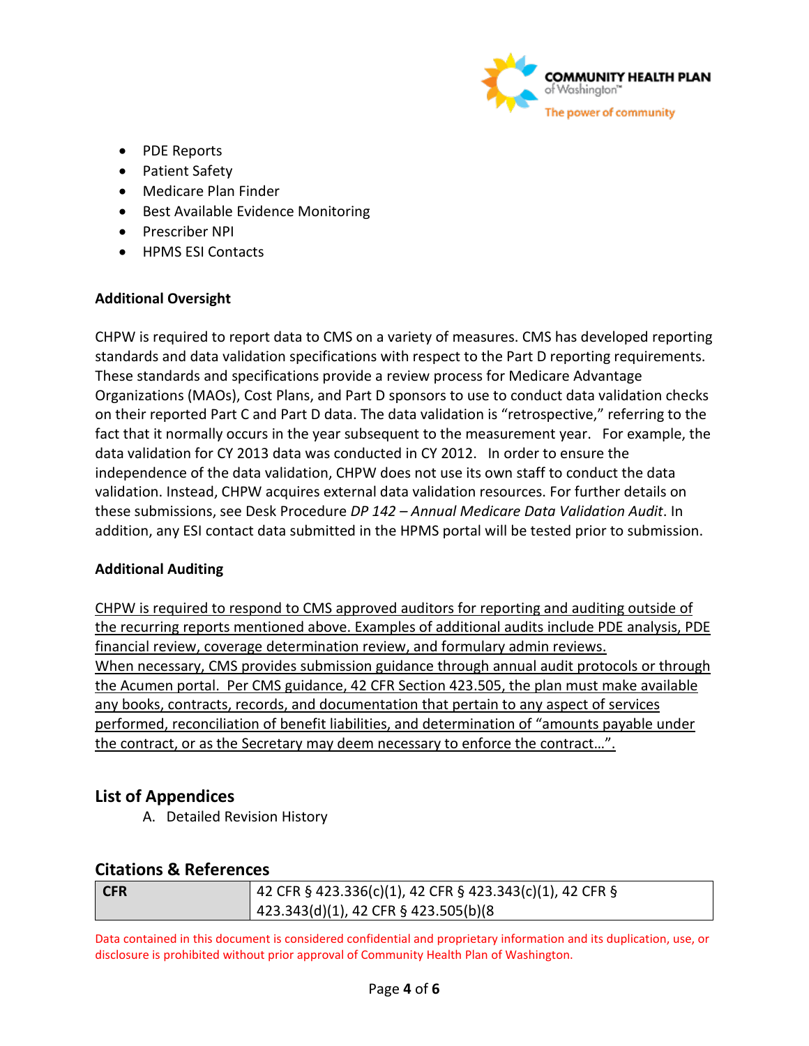- PDE Reports
- Patient Safety
- Medicare Plan Finder
- Best Available Evidence Monitoring
- Prescriber NPI
- HPMS ESI Contacts

**Additional Oversight**

CHPW is required to report data to CMS on a variety of measures. CMS has developed reporting standards and data validation specifications with respect to the Part D reporting requirements. These standards and specifications provide a review process for Medicare Advantage Organizations (MAOs), Cost Plans, and Part D sponsors to use to conduct data validation checks on their reported Part C and Part D data. The data validation is "retrospective," referring to the fact that it normally occurs in the year subsequent to the measurement year. For example, the data validation for CY 2013 data was conducted in CY 2012. In order to ensure the independence of the data validation, CHPW does not use its own staff to conduct the data validation. Instead, CHPW acquires external data validation resources. For further details on these submissions, see Desk Procedure *DP 142 – Annual Medicare Data Validation Audit*. In addition, any ESI contact data submitted in the HPMS portal will be tested prior to submission.

**Additional Auditing**

CHPW is required to respond to CMS approved auditors for reporting and auditing outside of the recurring reports mentioned above. Examples of additional audits include PDE analysis, PDE financial review, coverage determination review, and formulary admin reviews. When necessary, CMS provides submission guidance through annual audit protocols or through the Acumen portal. Per CMS guidance, 42 CFR Section 423.505, the plan must make available any books, contracts, records, and documentation that pertain to any aspect of services performed, reconciliation of benefit liabilities, and determination of "amounts payable under the contract, or as the Secretary may deem necessary to enforce the contract…".

## List of Appendices

A. Detailed Revision History

## Citations & References

| CFR | 42 CFR § 423.336(c)(1), 42 CFR § 423.343(c)(1), 42 CFR § 423.343(d)(1), 42 CFR § 423.505(b)(8 |
|---|---|

Data contained in this document is considered confidential and proprietary information and its duplication, use, or disclosure is prohibited without prior approval of Community Health Plan of Washington.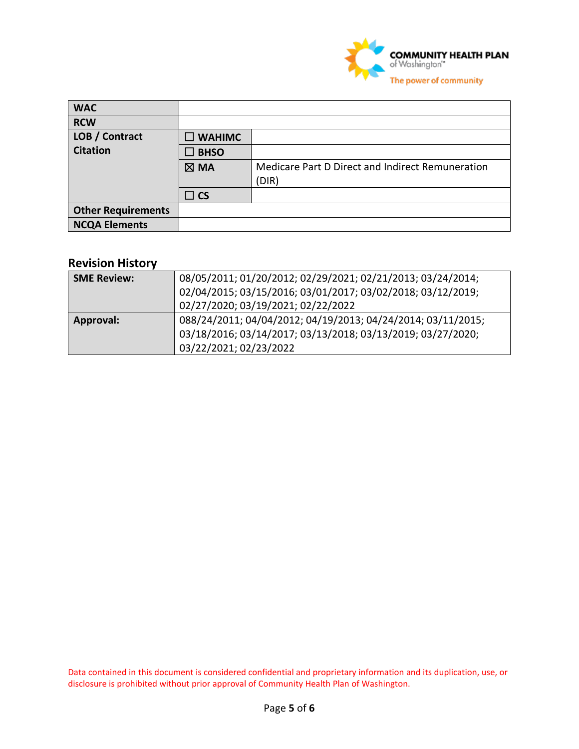| WAC | | |
|---|---|---|
| RCW | | |
| LOB / Contract Citation | ☐ WAHIMC | |
| | ☐ BHSO | |
| | ☒ MA | Medicare Part D Direct and Indirect Remuneration (DIR) |
| | ☐ CS | |
| Other Requirements | | |
| NCQA Elements | | |

## Revision History

| SME Review: | 08/05/2011; 01/20/2012; 02/29/2021; 02/21/2013; 03/24/2014; 02/04/2015; 03/15/2016; 03/01/2017; 03/02/2018; 03/12/2019; 02/27/2020; 03/19/2021; 02/22/2022 |
|---|---|
| Approval: | 088/24/2011; 04/04/2012; 04/19/2013; 04/24/2014; 03/11/2015; 03/18/2016; 03/14/2017; 03/13/2018; 03/13/2019; 03/27/2020; 03/22/2021; 02/23/2022 |

Data contained in this document is considered confidential and proprietary information and its duplication, use, or disclosure is prohibited without prior approval of Community Health Plan of Washington.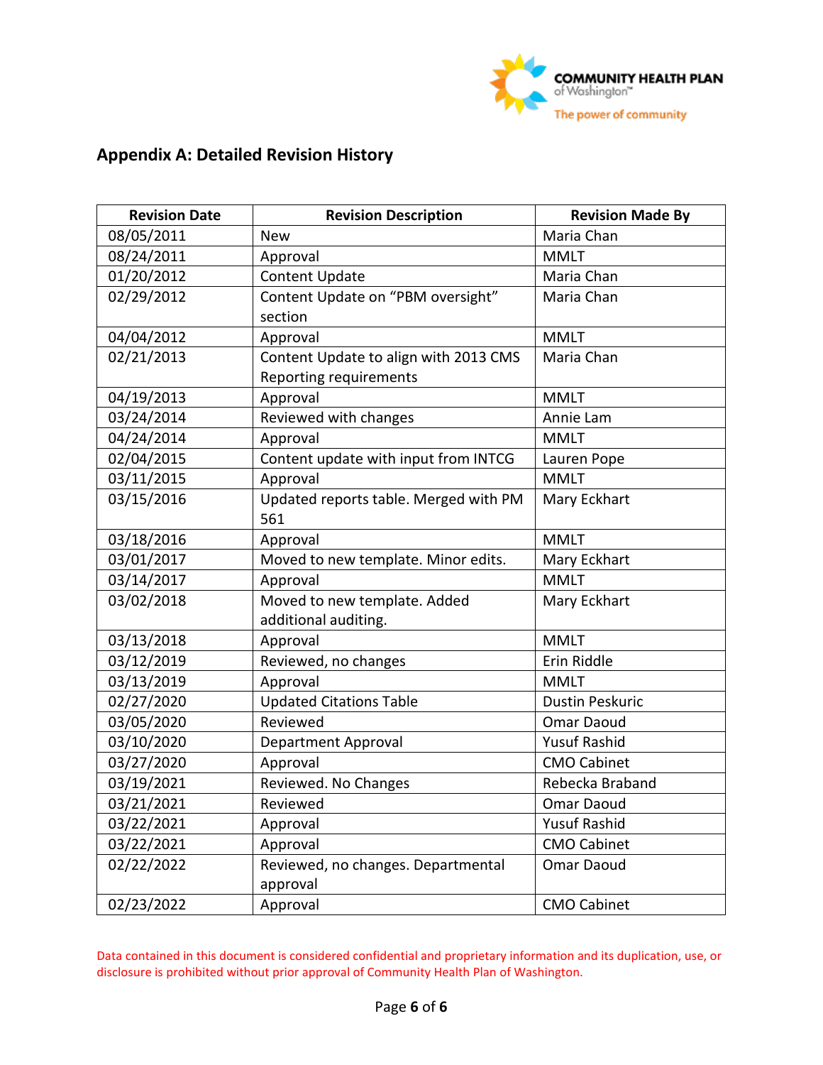## Appendix A: Detailed Revision History

| Revision Date | Revision Description | Revision Made By |
|---|---|---|
| 08/05/2011 | New | Maria Chan |
| 08/24/2011 | Approval | MMLT |
| 01/20/2012 | Content Update | Maria Chan |
| 02/29/2012 | Content Update on "PBM oversight" section | Maria Chan |
| 04/04/2012 | Approval | MMLT |
| 02/21/2013 | Content Update to align with 2013 CMS Reporting requirements | Maria Chan |
| 04/19/2013 | Approval | MMLT |
| 03/24/2014 | Reviewed with changes | Annie Lam |
| 04/24/2014 | Approval | MMLT |
| 02/04/2015 | Content update with input from INTCG | Lauren Pope |
| 03/11/2015 | Approval | MMLT |
| 03/15/2016 | Updated reports table. Merged with PM 561 | Mary Eckhart |
| 03/18/2016 | Approval | MMLT |
| 03/01/2017 | Moved to new template. Minor edits. | Mary Eckhart |
| 03/14/2017 | Approval | MMLT |
| 03/02/2018 | Moved to new template. Added additional auditing. | Mary Eckhart |
| 03/13/2018 | Approval | MMLT |
| 03/12/2019 | Reviewed, no changes | Erin Riddle |
| 03/13/2019 | Approval | MMLT |
| 02/27/2020 | Updated Citations Table | Dustin Peskuric |
| 03/05/2020 | Reviewed | Omar Daoud |
| 03/10/2020 | Department Approval | Yusuf Rashid |
| 03/27/2020 | Approval | CMO Cabinet |
| 03/19/2021 | Reviewed. No Changes | Rebecka Braband |
| 03/21/2021 | Reviewed | Omar Daoud |
| 03/22/2021 | Approval | Yusuf Rashid |
| 03/22/2021 | Approval | CMO Cabinet |
| 02/22/2022 | Reviewed, no changes. Departmental approval | Omar Daoud |
| 02/23/2022 | Approval | CMO Cabinet |

Data contained in this document is considered confidential and proprietary information and its duplication, use, or disclosure is prohibited without prior approval of Community Health Plan of Washington.